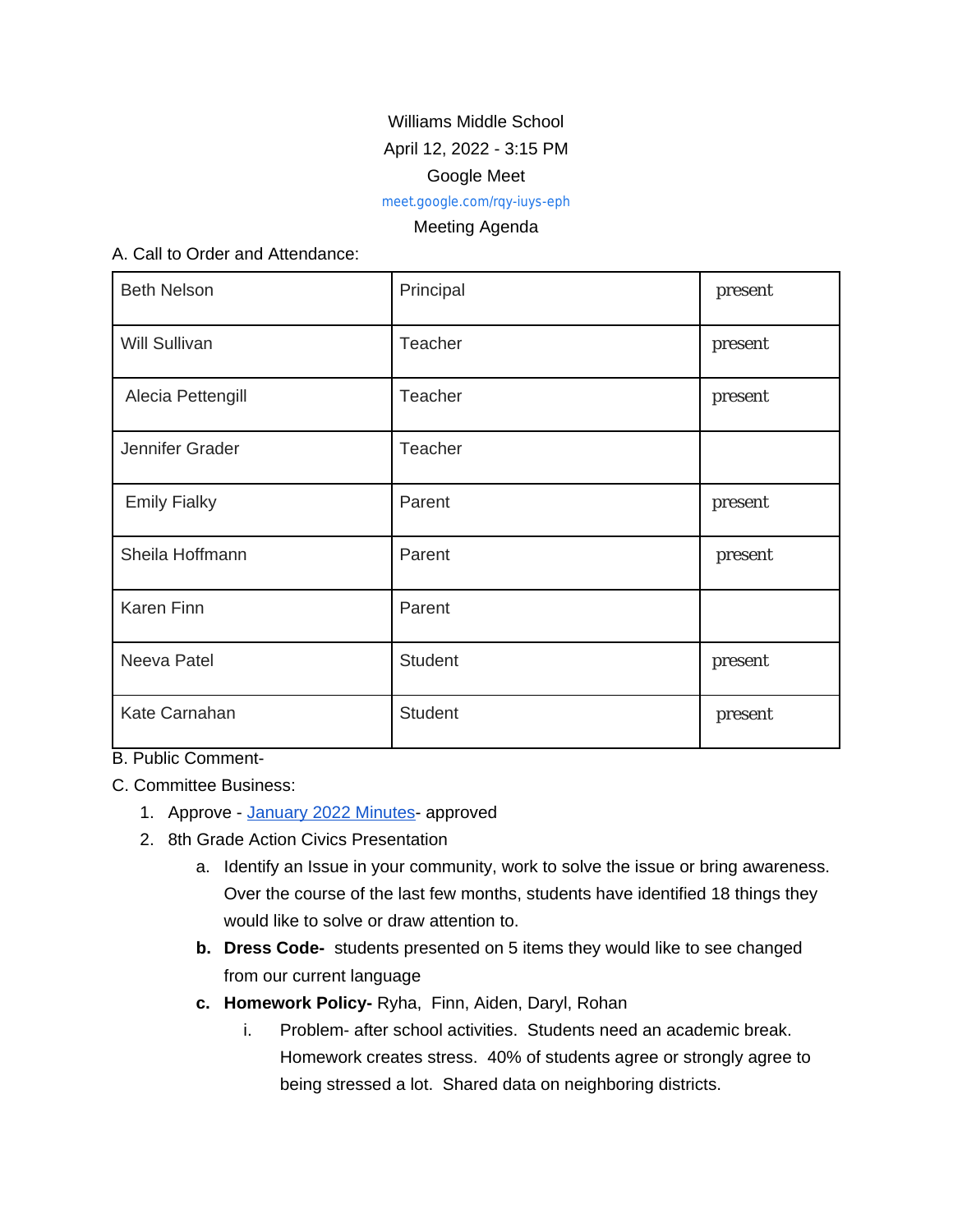Williams Middle School

April 12, 2022 - 3:15 PM

Google Meet

meet.google.com/rqy-iuys-eph

Meeting Agenda

A. Call to Order and Attendance:

| | | |
|---|---|---|
| Beth Nelson | Principal | present |
| Will Sullivan | Teacher | present |
| Alecia Pettengill | Teacher | present |
| Jennifer Grader | Teacher | |
| Emily Fialky | Parent | present |
| Sheila Hoffmann | Parent | present |
| Karen Finn | Parent | |
| Neeva Patel | Student | present |
| Kate Carnahan | Student | present |

B. Public Comment-

C. Committee Business:

1. Approve - [January 2022 Minutes](#)- approved
2. 8th Grade Action Civics Presentation
   a. Identify an Issue in your community, work to solve the issue or bring awareness. Over the course of the last few months, students have identified 18 things they would like to solve or draw attention to.
   **b. Dress Code-** students presented on 5 items they would like to see changed from our current language
   **c. Homework Policy-** Ryha, Finn, Aiden, Daryl, Rohan
      i. Problem- after school activities. Students need an academic break. Homework creates stress. 40% of students agree or strongly agree to being stressed a lot. Shared data on neighboring districts.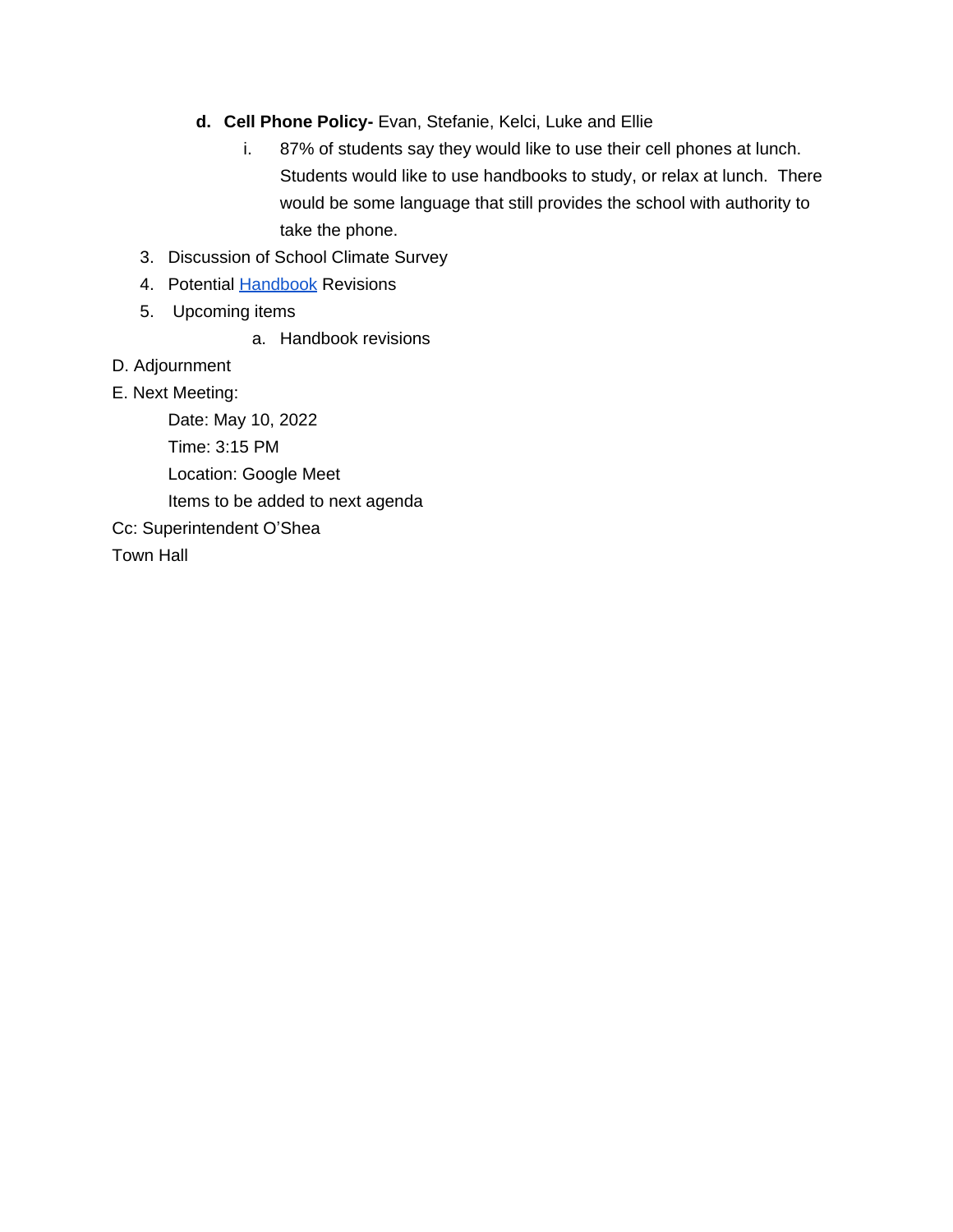- d. **Cell Phone Policy-** Evan, Stefanie, Kelci, Luke and Ellie
     - i. 87% of students say they would like to use their cell phones at lunch. Students would like to use handbooks to study, or relax at lunch. There would be some language that still provides the school with authority to take the phone.

3. Discussion of School Climate Survey
4. Potential Handbook Revisions
5. Upcoming items
   - a. Handbook revisions

D. Adjournment

E. Next Meeting:

Date: May 10, 2022

Time: 3:15 PM

Location: Google Meet

Items to be added to next agenda

Cc: Superintendent O'Shea

Town Hall